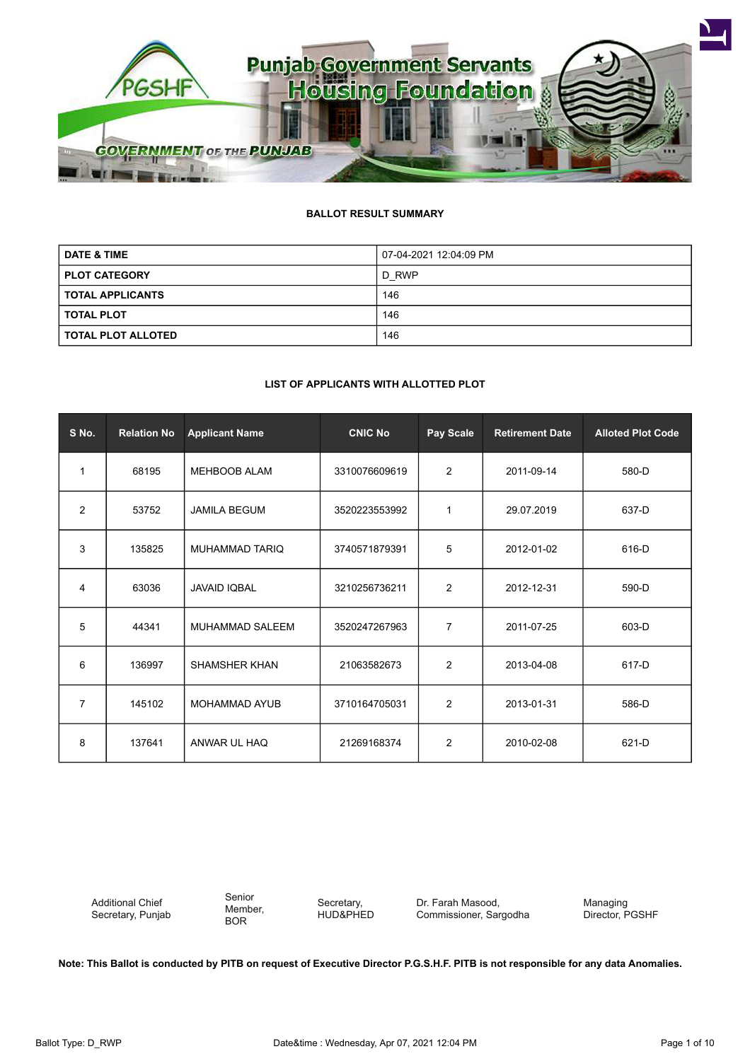## BALLOT RESULT SUMMARY

| DATE & TIME | 07-04-2021 12:04:09 PM |
|---|---|
| PLOT CATEGORY | D_RWP |
| TOTAL APPLICANTS | 146 |
| TOTAL PLOT | 146 |
| TOTAL PLOT ALLOTED | 146 |

## LIST OF APPLICANTS WITH ALLOTTED PLOT

| S No. | Relation No | Applicant Name | CNIC No | Pay Scale | Retirement Date | Alloted Plot Code |
|---|---|---|---|---|---|---|
| 1 | 68195 | MEHBOOB ALAM | 3310076609619 | 2 | 2011-09-14 | 580-D |
| 2 | 53752 | JAMILA BEGUM | 3520223553992 | 1 | 29.07.2019 | 637-D |
| 3 | 135825 | MUHAMMAD TARIQ | 3740571879391 | 5 | 2012-01-02 | 616-D |
| 4 | 63036 | JAVAID IQBAL | 3210256736211 | 2 | 2012-12-31 | 590-D |
| 5 | 44341 | MUHAMMAD SALEEM | 3520247267963 | 7 | 2011-07-25 | 603-D |
| 6 | 136997 | SHAMSHER KHAN | 21063582673 | 2 | 2013-04-08 | 617-D |
| 7 | 145102 | MOHAMMAD AYUB | 3710164705031 | 2 | 2013-01-31 | 586-D |
| 8 | 137641 | ANWAR UL HAQ | 21269168374 | 2 | 2010-02-08 | 621-D |

Additional Chief Secretary, Punjab

Senior Member, BOR

Secretary, HUD&PHED

Dr. Farah Masood, Commissioner, Sargodha

Managing Director, PGSHF

**Note: This Ballot is conducted by PITB on request of Executive Director P.G.S.H.F. PITB is not responsible for any data Anomalies.**

Ballot Type: D_RWP

Date&time : Wednesday, Apr 07, 2021 12:04 PM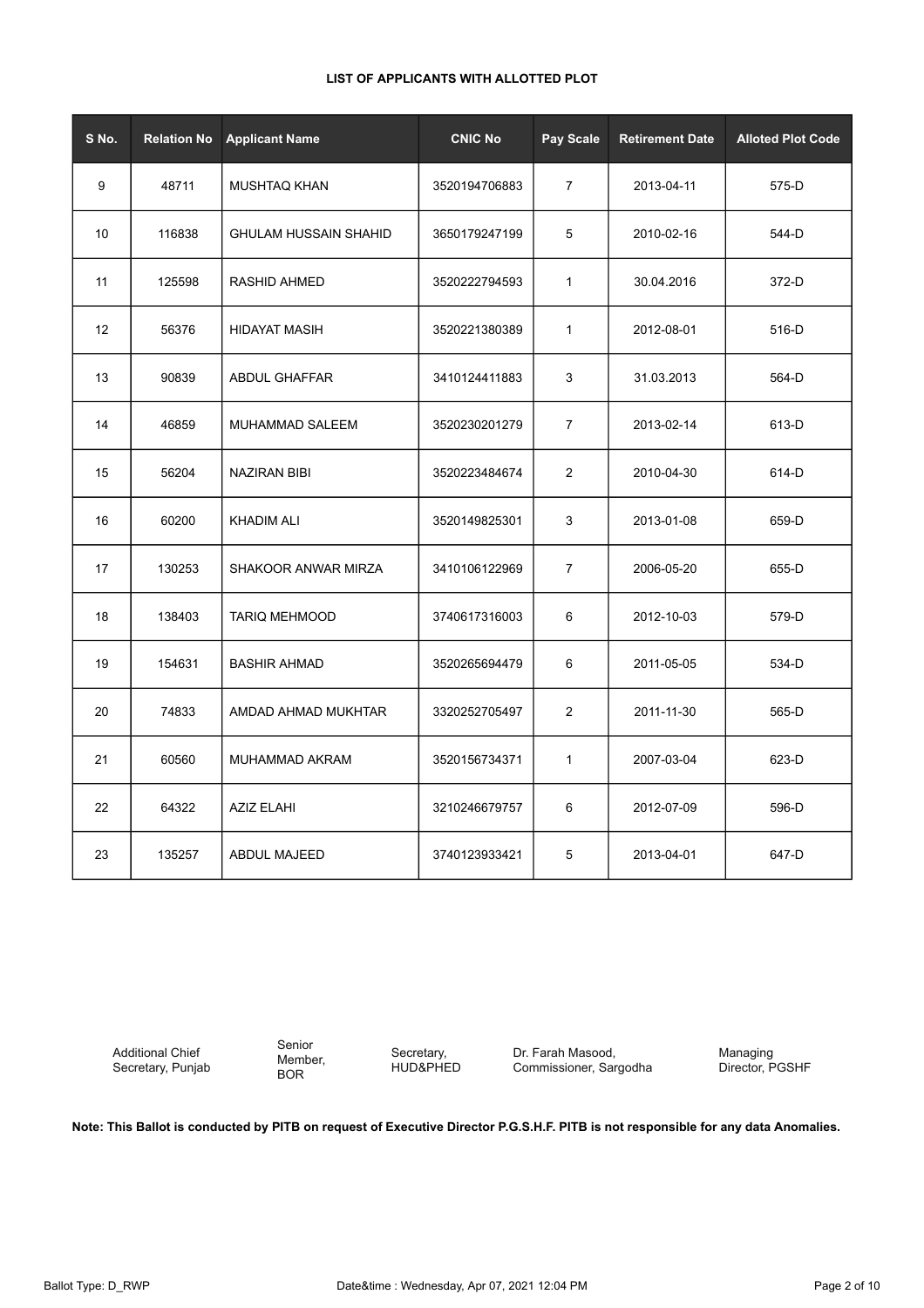**LIST OF APPLICANTS WITH ALLOTTED PLOT**

| S No. | Relation No | Applicant Name | CNIC No | Pay Scale | Retirement Date | Alloted Plot Code |
|---|---|---|---|---|---|---|
| 9 | 48711 | MUSHTAQ KHAN | 3520194706883 | 7 | 2013-04-11 | 575-D |
| 10 | 116838 | GHULAM HUSSAIN SHAHID | 3650179247199 | 5 | 2010-02-16 | 544-D |
| 11 | 125598 | RASHID AHMED | 3520222794593 | 1 | 30.04.2016 | 372-D |
| 12 | 56376 | HIDAYAT MASIH | 3520221380389 | 1 | 2012-08-01 | 516-D |
| 13 | 90839 | ABDUL GHAFFAR | 3410124411883 | 3 | 31.03.2013 | 564-D |
| 14 | 46859 | MUHAMMAD SALEEM | 3520230201279 | 7 | 2013-02-14 | 613-D |
| 15 | 56204 | NAZIRAN BIBI | 3520223484674 | 2 | 2010-04-30 | 614-D |
| 16 | 60200 | KHADIM ALI | 3520149825301 | 3 | 2013-01-08 | 659-D |
| 17 | 130253 | SHAKOOR ANWAR MIRZA | 3410106122969 | 7 | 2006-05-20 | 655-D |
| 18 | 138403 | TARIQ MEHMOOD | 3740617316003 | 6 | 2012-10-03 | 579-D |
| 19 | 154631 | BASHIR AHMAD | 3520265694479 | 6 | 2011-05-05 | 534-D |
| 20 | 74833 | AMDAD AHMAD MUKHTAR | 3320252705497 | 2 | 2011-11-30 | 565-D |
| 21 | 60560 | MUHAMMAD AKRAM | 3520156734371 | 1 | 2007-03-04 | 623-D |
| 22 | 64322 | AZIZ ELAHI | 3210246679757 | 6 | 2012-07-09 | 596-D |
| 23 | 135257 | ABDUL MAJEED | 3740123933421 | 5 | 2013-04-01 | 647-D |

Additional Chief Secretary, Punjab

Senior Member, BOR

Secretary, HUD&PHED

Dr. Farah Masood, Commissioner, Sargodha

Managing Director, PGSHF

**Note: This Ballot is conducted by PITB on request of Executive Director P.G.S.H.F. PITB is not responsible for any data Anomalies.**

Ballot Type: D_RWP

Date&time : Wednesday, Apr 07, 2021 12:04 PM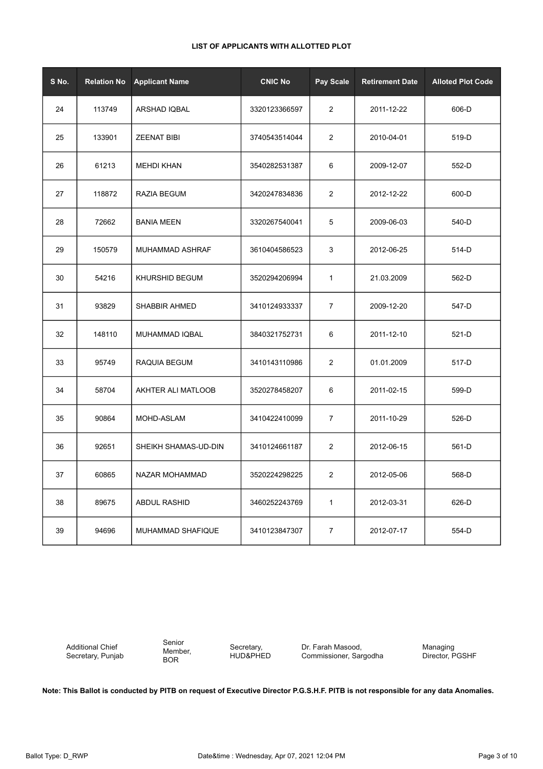**LIST OF APPLICANTS WITH ALLOTTED PLOT**

| S No. | Relation No | Applicant Name | CNIC No | Pay Scale | Retirement Date | Alloted Plot Code |
|---|---|---|---|---|---|---|
| 24 | 113749 | ARSHAD IQBAL | 3320123366597 | 2 | 2011-12-22 | 606-D |
| 25 | 133901 | ZEENAT BIBI | 3740543514044 | 2 | 2010-04-01 | 519-D |
| 26 | 61213 | MEHDI KHAN | 3540282531387 | 6 | 2009-12-07 | 552-D |
| 27 | 118872 | RAZIA BEGUM | 3420247834836 | 2 | 2012-12-22 | 600-D |
| 28 | 72662 | BANIA MEEN | 3320267540041 | 5 | 2009-06-03 | 540-D |
| 29 | 150579 | MUHAMMAD ASHRAF | 3610404586523 | 3 | 2012-06-25 | 514-D |
| 30 | 54216 | KHURSHID BEGUM | 3520294206994 | 1 | 21.03.2009 | 562-D |
| 31 | 93829 | SHABBIR AHMED | 3410124933337 | 7 | 2009-12-20 | 547-D |
| 32 | 148110 | MUHAMMAD IQBAL | 3840321752731 | 6 | 2011-12-10 | 521-D |
| 33 | 95749 | RAQUIA BEGUM | 3410143110986 | 2 | 01.01.2009 | 517-D |
| 34 | 58704 | AKHTER ALI MATLOOB | 3520278458207 | 6 | 2011-02-15 | 599-D |
| 35 | 90864 | MOHD-ASLAM | 3410422410099 | 7 | 2011-10-29 | 526-D |
| 36 | 92651 | SHEIKH SHAMAS-UD-DIN | 3410124661187 | 2 | 2012-06-15 | 561-D |
| 37 | 60865 | NAZAR MOHAMMAD | 3520224298225 | 2 | 2012-05-06 | 568-D |
| 38 | 89675 | ABDUL RASHID | 3460252243769 | 1 | 2012-03-31 | 626-D |
| 39 | 94696 | MUHAMMAD SHAFIQUE | 3410123847307 | 7 | 2012-07-17 | 554-D |

Additional Chief Secretary, Punjab

Senior Member, BOR

Secretary, HUD&PHED

Dr. Farah Masood, Commissioner, Sargodha

Managing Director, PGSHF

**Note: This Ballot is conducted by PITB on request of Executive Director P.G.S.H.F. PITB is not responsible for any data Anomalies.**

Ballot Type: D_RWP

Date&time : Wednesday, Apr 07, 2021 12:04 PM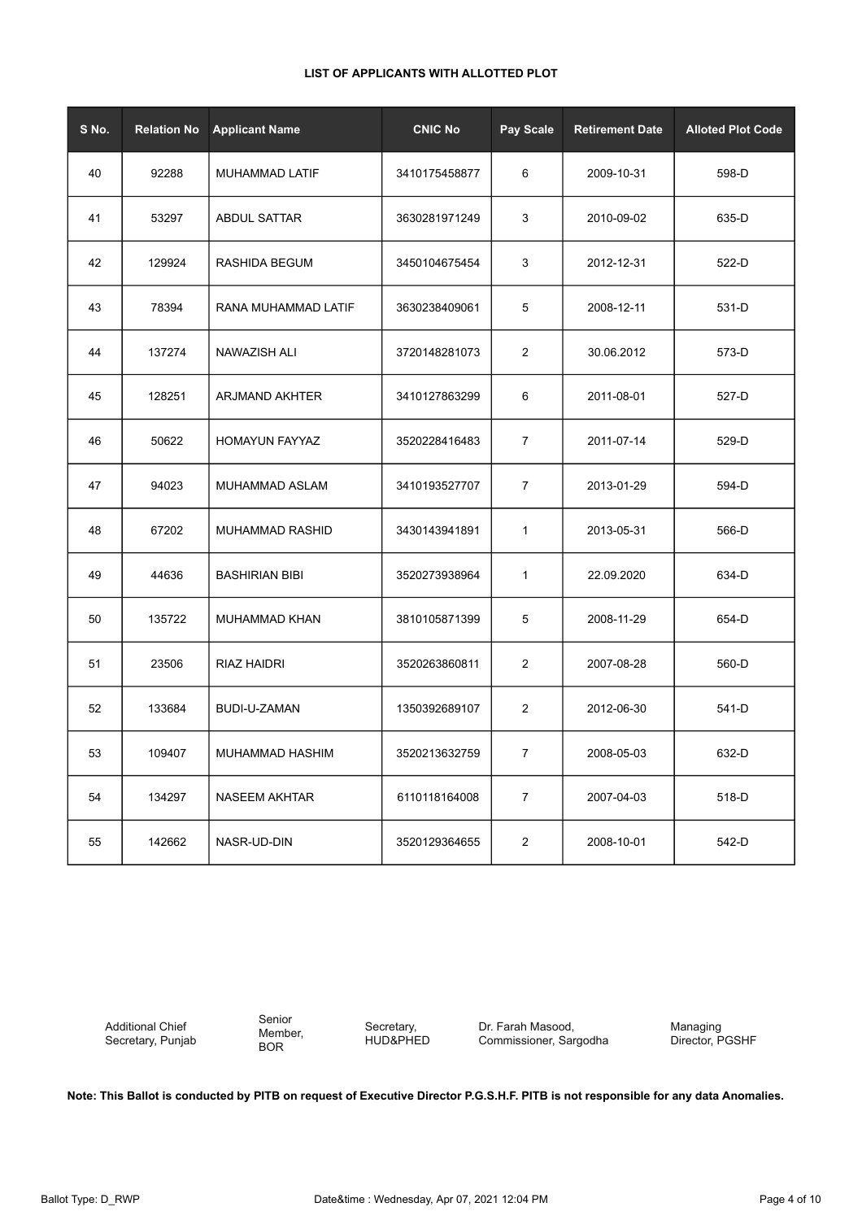**LIST OF APPLICANTS WITH ALLOTTED PLOT**

| S No. | Relation No | Applicant Name | CNIC No | Pay Scale | Retirement Date | Alloted Plot Code |
|---|---|---|---|---|---|---|
| 40 | 92288 | MUHAMMAD LATIF | 3410175458877 | 6 | 2009-10-31 | 598-D |
| 41 | 53297 | ABDUL SATTAR | 3630281971249 | 3 | 2010-09-02 | 635-D |
| 42 | 129924 | RASHIDA BEGUM | 3450104675454 | 3 | 2012-12-31 | 522-D |
| 43 | 78394 | RANA MUHAMMAD LATIF | 3630238409061 | 5 | 2008-12-11 | 531-D |
| 44 | 137274 | NAWAZISH ALI | 3720148281073 | 2 | 30.06.2012 | 573-D |
| 45 | 128251 | ARJMAND AKHTER | 3410127863299 | 6 | 2011-08-01 | 527-D |
| 46 | 50622 | HOMAYUN FAYYAZ | 3520228416483 | 7 | 2011-07-14 | 529-D |
| 47 | 94023 | MUHAMMAD ASLAM | 3410193527707 | 7 | 2013-01-29 | 594-D |
| 48 | 67202 | MUHAMMAD RASHID | 3430143941891 | 1 | 2013-05-31 | 566-D |
| 49 | 44636 | BASHIRIAN BIBI | 3520273938964 | 1 | 22.09.2020 | 634-D |
| 50 | 135722 | MUHAMMAD KHAN | 3810105871399 | 5 | 2008-11-29 | 654-D |
| 51 | 23506 | RIAZ HAIDRI | 3520263860811 | 2 | 2007-08-28 | 560-D |
| 52 | 133684 | BUDI-U-ZAMAN | 1350392689107 | 2 | 2012-06-30 | 541-D |
| 53 | 109407 | MUHAMMAD HASHIM | 3520213632759 | 7 | 2008-05-03 | 632-D |
| 54 | 134297 | NASEEM AKHTAR | 6110118164008 | 7 | 2007-04-03 | 518-D |
| 55 | 142662 | NASR-UD-DIN | 3520129364655 | 2 | 2008-10-01 | 542-D |

Additional Chief Secretary, Punjab | Senior Member, BOR | Secretary, HUD&PHED | Dr. Farah Masood, Commissioner, Sargodha | Managing Director, PGSHF

**Note: This Ballot is conducted by PITB on request of Executive Director P.G.S.H.F. PITB is not responsible for any data Anomalies.**

Ballot Type: D_RWP    Date&time : Wednesday, Apr 07, 2021 12:04 PM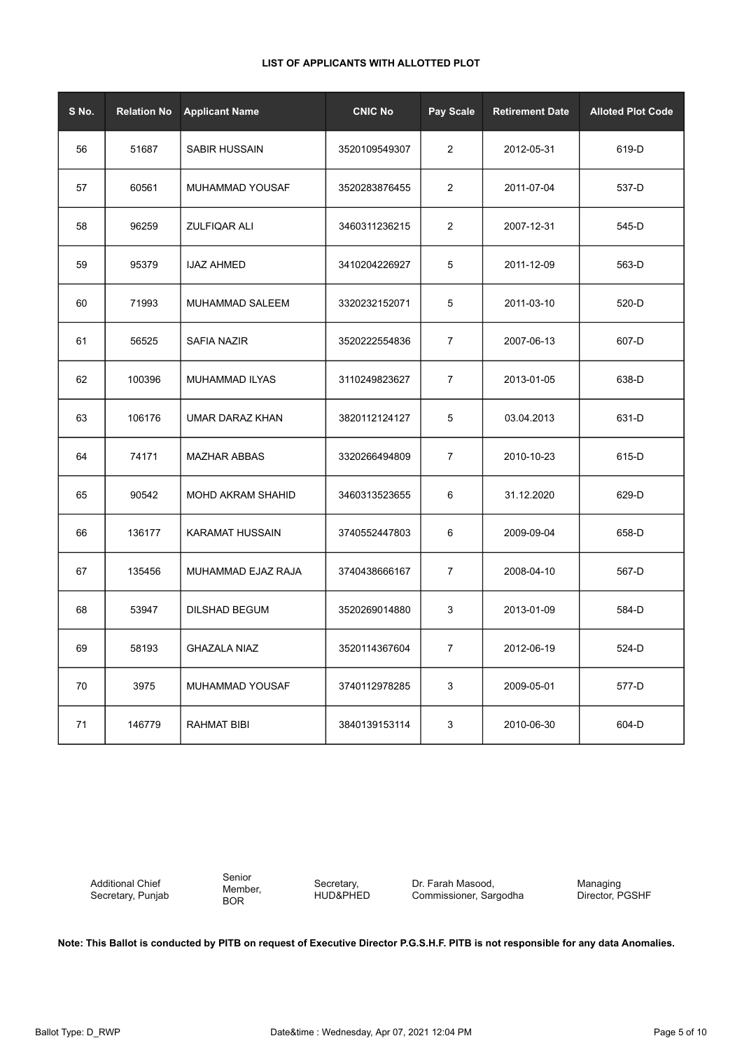**LIST OF APPLICANTS WITH ALLOTTED PLOT**

| S No. | Relation No | Applicant Name | CNIC No | Pay Scale | Retirement Date | Alloted Plot Code |
|---|---|---|---|---|---|---|
| 56 | 51687 | SABIR HUSSAIN | 3520109549307 | 2 | 2012-05-31 | 619-D |
| 57 | 60561 | MUHAMMAD YOUSAF | 3520283876455 | 2 | 2011-07-04 | 537-D |
| 58 | 96259 | ZULFIQAR ALI | 3460311236215 | 2 | 2007-12-31 | 545-D |
| 59 | 95379 | IJAZ AHMED | 3410204226927 | 5 | 2011-12-09 | 563-D |
| 60 | 71993 | MUHAMMAD SALEEM | 3320232152071 | 5 | 2011-03-10 | 520-D |
| 61 | 56525 | SAFIA NAZIR | 3520222554836 | 7 | 2007-06-13 | 607-D |
| 62 | 100396 | MUHAMMAD ILYAS | 3110249823627 | 7 | 2013-01-05 | 638-D |
| 63 | 106176 | UMAR DARAZ KHAN | 3820112124127 | 5 | 03.04.2013 | 631-D |
| 64 | 74171 | MAZHAR ABBAS | 3320266494809 | 7 | 2010-10-23 | 615-D |
| 65 | 90542 | MOHD AKRAM SHAHID | 3460313523655 | 6 | 31.12.2020 | 629-D |
| 66 | 136177 | KARAMAT HUSSAIN | 3740552447803 | 6 | 2009-09-04 | 658-D |
| 67 | 135456 | MUHAMMAD EJAZ RAJA | 3740438666167 | 7 | 2008-04-10 | 567-D |
| 68 | 53947 | DILSHAD BEGUM | 3520269014880 | 3 | 2013-01-09 | 584-D |
| 69 | 58193 | GHAZALA NIAZ | 3520114367604 | 7 | 2012-06-19 | 524-D |
| 70 | 3975 | MUHAMMAD YOUSAF | 3740112978285 | 3 | 2009-05-01 | 577-D |
| 71 | 146779 | RAHMAT BIBI | 3840139153114 | 3 | 2010-06-30 | 604-D |

Additional Chief Secretary, Punjab | Senior Member, BOR | Secretary, HUD&PHED | Dr. Farah Masood, Commissioner, Sargodha | Managing Director, PGSHF

**Note: This Ballot is conducted by PITB on request of Executive Director P.G.S.H.F. PITB is not responsible for any data Anomalies.**

Ballot Type: D_RWP | Date&time : Wednesday, Apr 07, 2021 12:04 PM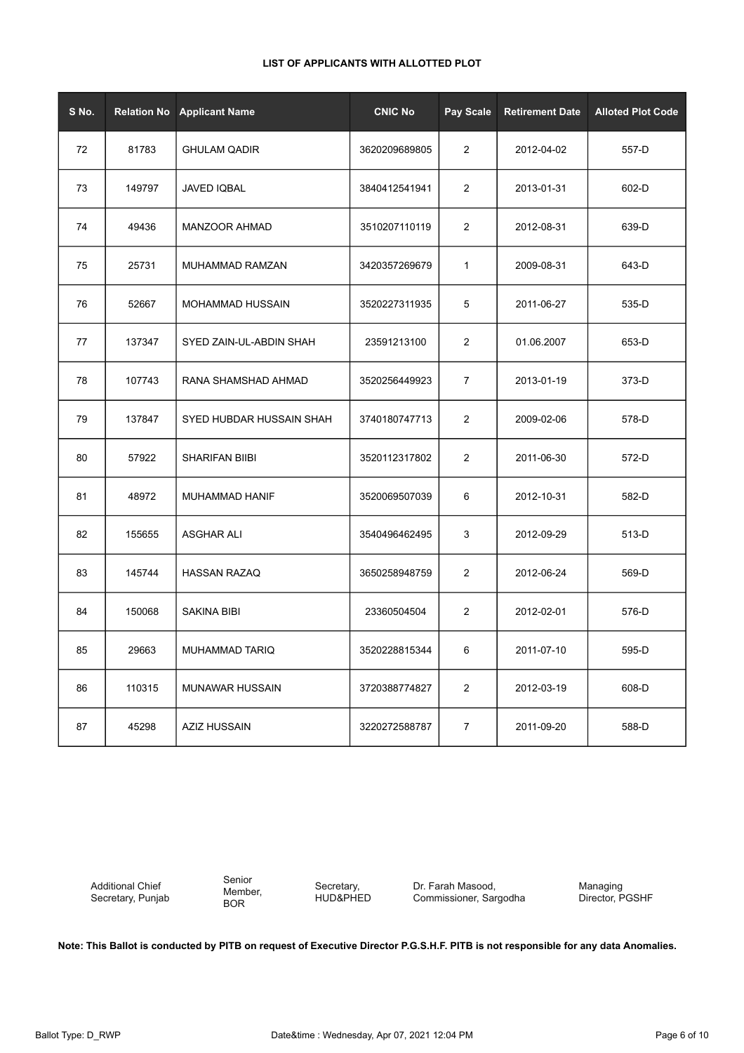**LIST OF APPLICANTS WITH ALLOTTED PLOT**

| S No. | Relation No | Applicant Name | CNIC No | Pay Scale | Retirement Date | Alloted Plot Code |
|---|---|---|---|---|---|---|
| 72 | 81783 | GHULAM QADIR | 3620209689805 | 2 | 2012-04-02 | 557-D |
| 73 | 149797 | JAVED IQBAL | 3840412541941 | 2 | 2013-01-31 | 602-D |
| 74 | 49436 | MANZOOR AHMAD | 3510207110119 | 2 | 2012-08-31 | 639-D |
| 75 | 25731 | MUHAMMAD RAMZAN | 3420357269679 | 1 | 2009-08-31 | 643-D |
| 76 | 52667 | MOHAMMAD HUSSAIN | 3520227311935 | 5 | 2011-06-27 | 535-D |
| 77 | 137347 | SYED ZAIN-UL-ABDIN SHAH | 23591213100 | 2 | 01.06.2007 | 653-D |
| 78 | 107743 | RANA SHAMSHAD AHMAD | 3520256449923 | 7 | 2013-01-19 | 373-D |
| 79 | 137847 | SYED HUBDAR HUSSAIN SHAH | 3740180747713 | 2 | 2009-02-06 | 578-D |
| 80 | 57922 | SHARIFAN BIIBI | 3520112317802 | 2 | 2011-06-30 | 572-D |
| 81 | 48972 | MUHAMMAD HANIF | 3520069507039 | 6 | 2012-10-31 | 582-D |
| 82 | 155655 | ASGHAR ALI | 3540496462495 | 3 | 2012-09-29 | 513-D |
| 83 | 145744 | HASSAN RAZAQ | 3650258948759 | 2 | 2012-06-24 | 569-D |
| 84 | 150068 | SAKINA BIBI | 23360504504 | 2 | 2012-02-01 | 576-D |
| 85 | 29663 | MUHAMMAD TARIQ | 3520228815344 | 6 | 2011-07-10 | 595-D |
| 86 | 110315 | MUNAWAR HUSSAIN | 3720388774827 | 2 | 2012-03-19 | 608-D |
| 87 | 45298 | AZIZ HUSSAIN | 3220272588787 | 7 | 2011-09-20 | 588-D |

Additional Chief Secretary, Punjab | Senior Member, BOR | Secretary, HUD&PHED | Dr. Farah Masood, Commissioner, Sargodha | Managing Director, PGSHF

**Note: This Ballot is conducted by PITB on request of Executive Director P.G.S.H.F. PITB is not responsible for any data Anomalies.**

Ballot Type: D_RWP    Date&time : Wednesday, Apr 07, 2021 12:04 PM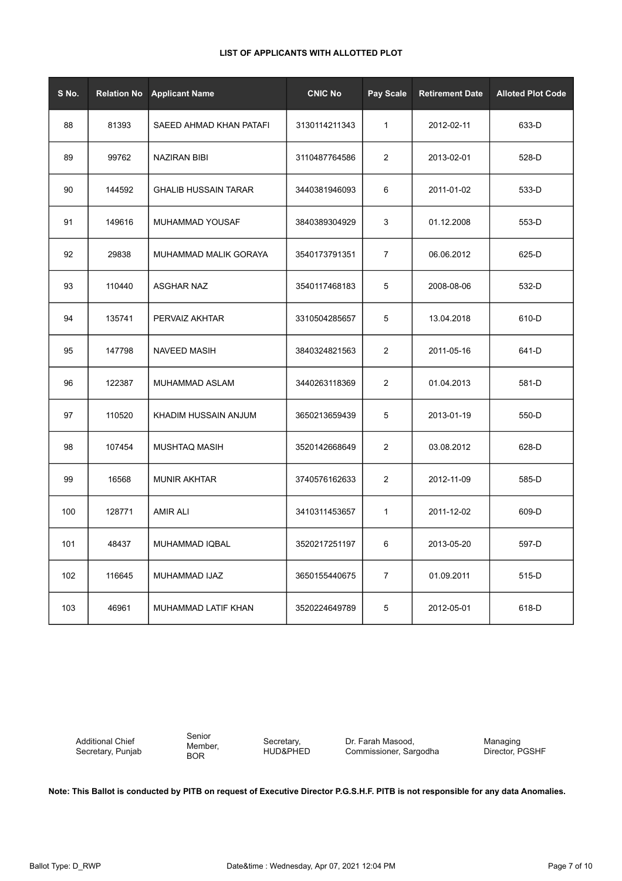**LIST OF APPLICANTS WITH ALLOTTED PLOT**

| S No. | Relation No | Applicant Name | CNIC No | Pay Scale | Retirement Date | Alloted Plot Code |
|---|---|---|---|---|---|---|
| 88 | 81393 | SAEED AHMAD KHAN PATAFI | 3130114211343 | 1 | 2012-02-11 | 633-D |
| 89 | 99762 | NAZIRAN BIBI | 3110487764586 | 2 | 2013-02-01 | 528-D |
| 90 | 144592 | GHALIB HUSSAIN TARAR | 3440381946093 | 6 | 2011-01-02 | 533-D |
| 91 | 149616 | MUHAMMAD YOUSAF | 3840389304929 | 3 | 01.12.2008 | 553-D |
| 92 | 29838 | MUHAMMAD MALIK GORAYA | 3540173791351 | 7 | 06.06.2012 | 625-D |
| 93 | 110440 | ASGHAR NAZ | 3540117468183 | 5 | 2008-08-06 | 532-D |
| 94 | 135741 | PERVAIZ AKHTAR | 3310504285657 | 5 | 13.04.2018 | 610-D |
| 95 | 147798 | NAVEED MASIH | 3840324821563 | 2 | 2011-05-16 | 641-D |
| 96 | 122387 | MUHAMMAD ASLAM | 3440263118369 | 2 | 01.04.2013 | 581-D |
| 97 | 110520 | KHADIM HUSSAIN ANJUM | 3650213659439 | 5 | 2013-01-19 | 550-D |
| 98 | 107454 | MUSHTAQ MASIH | 3520142668649 | 2 | 03.08.2012 | 628-D |
| 99 | 16568 | MUNIR AKHTAR | 3740576162633 | 2 | 2012-11-09 | 585-D |
| 100 | 128771 | AMIR ALI | 3410311453657 | 1 | 2011-12-02 | 609-D |
| 101 | 48437 | MUHAMMAD IQBAL | 3520217251197 | 6 | 2013-05-20 | 597-D |
| 102 | 116645 | MUHAMMAD IJAZ | 3650155440675 | 7 | 01.09.2011 | 515-D |
| 103 | 46961 | MUHAMMAD LATIF KHAN | 3520224649789 | 5 | 2012-05-01 | 618-D |

Additional Chief Secretary, Punjab

Senior Member, BOR

Secretary, HUD&PHED

Dr. Farah Masood, Commissioner, Sargodha

Managing Director, PGSHF

**Note: This Ballot is conducted by PITB on request of Executive Director P.G.S.H.F. PITB is not responsible for any data Anomalies.**

Ballot Type: D_RWP

Date&time : Wednesday, Apr 07, 2021 12:04 PM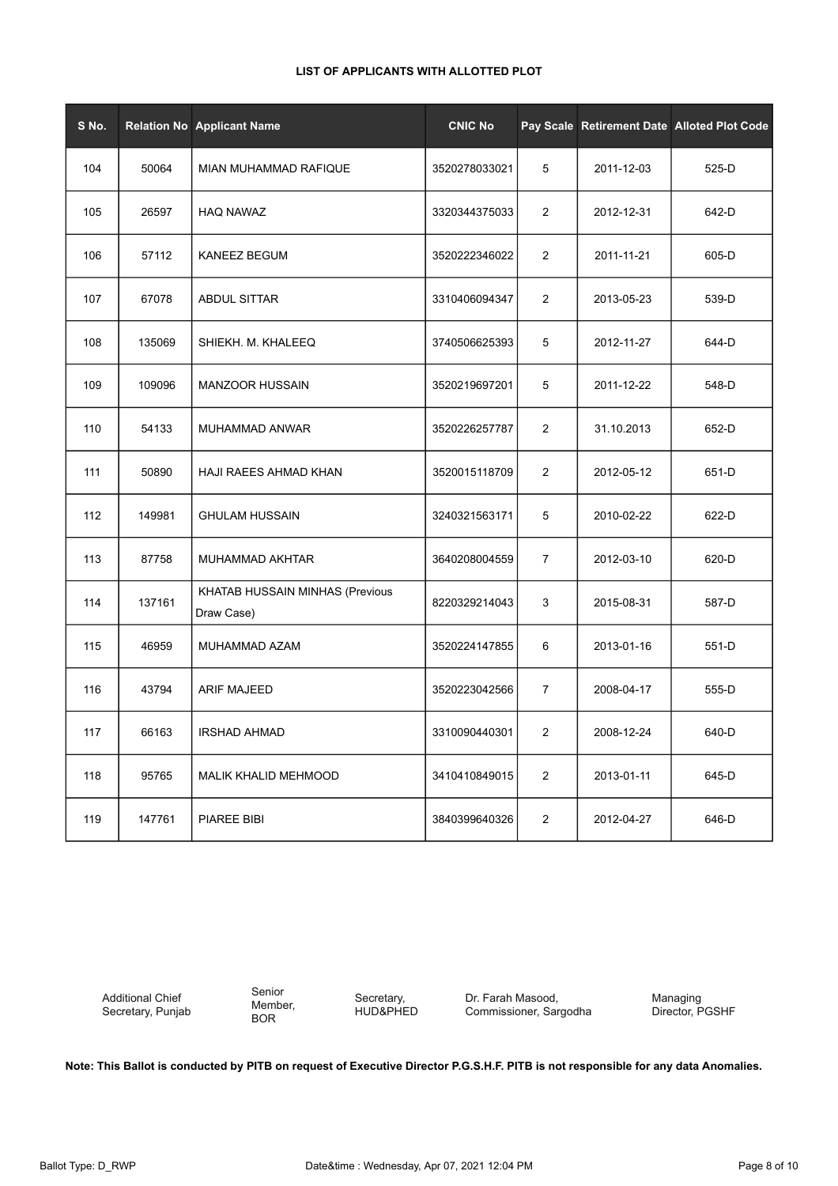**LIST OF APPLICANTS WITH ALLOTTED PLOT**

| S No. | Relation No | Applicant Name | CNIC No | Pay Scale | Retirement Date | Alloted Plot Code |
|---|---|---|---|---|---|---|
| 104 | 50064 | MIAN MUHAMMAD RAFIQUE | 3520278033021 | 5 | 2011-12-03 | 525-D |
| 105 | 26597 | HAQ NAWAZ | 3320344375033 | 2 | 2012-12-31 | 642-D |
| 106 | 57112 | KANEEZ BEGUM | 3520222346022 | 2 | 2011-11-21 | 605-D |
| 107 | 67078 | ABDUL SITTAR | 3310406094347 | 2 | 2013-05-23 | 539-D |
| 108 | 135069 | SHIEKH. M. KHALEEQ | 3740506625393 | 5 | 2012-11-27 | 644-D |
| 109 | 109096 | MANZOOR HUSSAIN | 3520219697201 | 5 | 2011-12-22 | 548-D |
| 110 | 54133 | MUHAMMAD ANWAR | 3520226257787 | 2 | 31.10.2013 | 652-D |
| 111 | 50890 | HAJI RAEES AHMAD KHAN | 3520015118709 | 2 | 2012-05-12 | 651-D |
| 112 | 149981 | GHULAM HUSSAIN | 3240321563171 | 5 | 2010-02-22 | 622-D |
| 113 | 87758 | MUHAMMAD AKHTAR | 3640208004559 | 7 | 2012-03-10 | 620-D |
| 114 | 137161 | KHATAB HUSSAIN MINHAS (Previous Draw Case) | 8220329214043 | 3 | 2015-08-31 | 587-D |
| 115 | 46959 | MUHAMMAD AZAM | 3520224147855 | 6 | 2013-01-16 | 551-D |
| 116 | 43794 | ARIF MAJEED | 3520223042566 | 7 | 2008-04-17 | 555-D |
| 117 | 66163 | IRSHAD AHMAD | 3310090440301 | 2 | 2008-12-24 | 640-D |
| 118 | 95765 | MALIK KHALID MEHMOOD | 3410410849015 | 2 | 2013-01-11 | 645-D |
| 119 | 147761 | PIAREE BIBI | 3840399640326 | 2 | 2012-04-27 | 646-D |

Additional Chief Secretary, Punjab | Senior Member, BOR | Secretary, HUD&PHED | Dr. Farah Masood, Commissioner, Sargodha | Managing Director, PGSHF

**Note: This Ballot is conducted by PITB on request of Executive Director P.G.S.H.F. PITB is not responsible for any data Anomalies.**

Ballot Type: D_RWP

Date&time : Wednesday, Apr 07, 2021 12:04 PM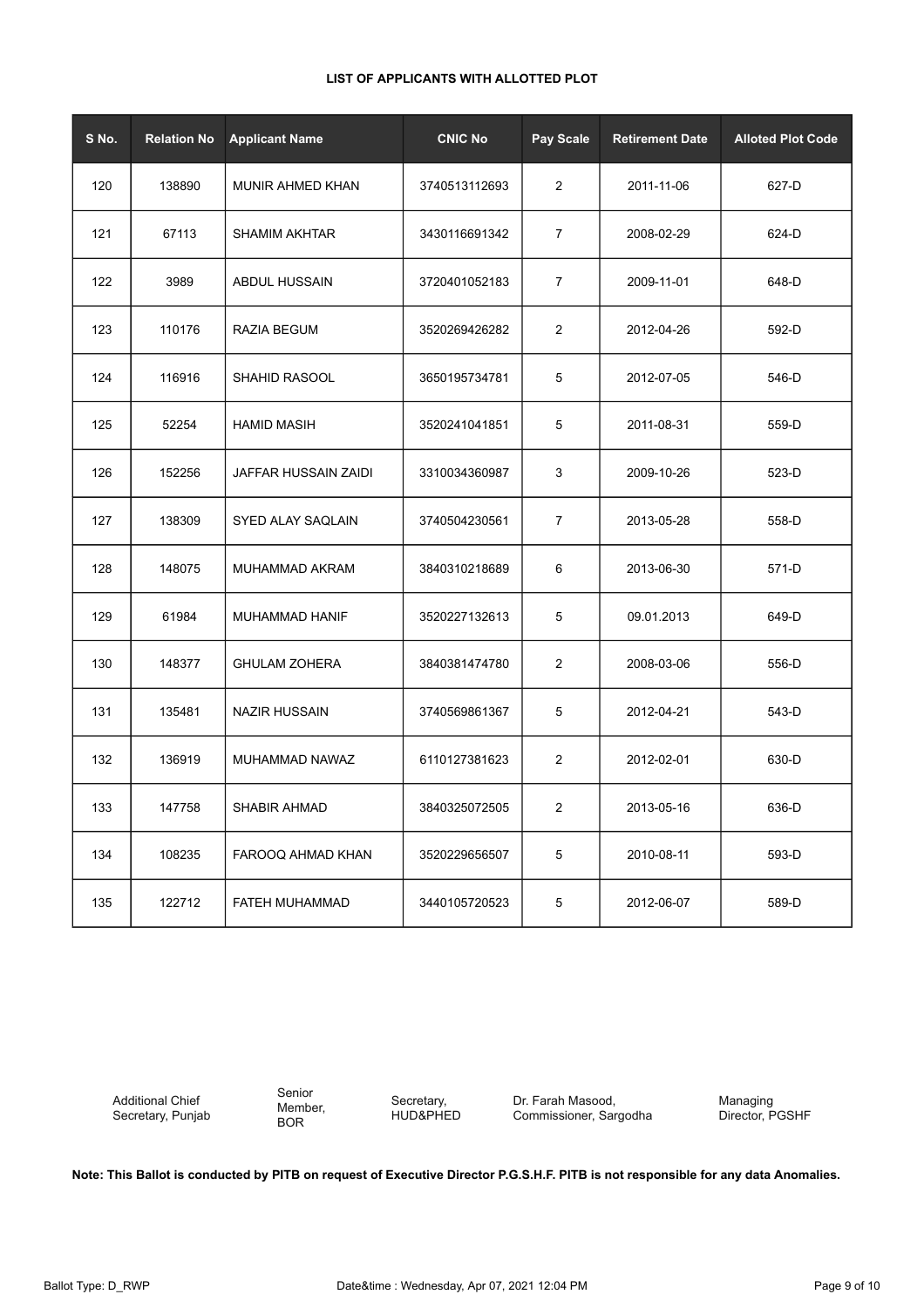**LIST OF APPLICANTS WITH ALLOTTED PLOT**

| S No. | Relation No | Applicant Name | CNIC No | Pay Scale | Retirement Date | Alloted Plot Code |
|---|---|---|---|---|---|---|
| 120 | 138890 | MUNIR AHMED KHAN | 3740513112693 | 2 | 2011-11-06 | 627-D |
| 121 | 67113 | SHAMIM AKHTAR | 3430116691342 | 7 | 2008-02-29 | 624-D |
| 122 | 3989 | ABDUL HUSSAIN | 3720401052183 | 7 | 2009-11-01 | 648-D |
| 123 | 110176 | RAZIA BEGUM | 3520269426282 | 2 | 2012-04-26 | 592-D |
| 124 | 116916 | SHAHID RASOOL | 3650195734781 | 5 | 2012-07-05 | 546-D |
| 125 | 52254 | HAMID MASIH | 3520241041851 | 5 | 2011-08-31 | 559-D |
| 126 | 152256 | JAFFAR HUSSAIN ZAIDI | 3310034360987 | 3 | 2009-10-26 | 523-D |
| 127 | 138309 | SYED ALAY SAQLAIN | 3740504230561 | 7 | 2013-05-28 | 558-D |
| 128 | 148075 | MUHAMMAD AKRAM | 3840310218689 | 6 | 2013-06-30 | 571-D |
| 129 | 61984 | MUHAMMAD HANIF | 3520227132613 | 5 | 09.01.2013 | 649-D |
| 130 | 148377 | GHULAM ZOHERA | 3840381474780 | 2 | 2008-03-06 | 556-D |
| 131 | 135481 | NAZIR HUSSAIN | 3740569861367 | 5 | 2012-04-21 | 543-D |
| 132 | 136919 | MUHAMMAD NAWAZ | 6110127381623 | 2 | 2012-02-01 | 630-D |
| 133 | 147758 | SHABIR AHMAD | 3840325072505 | 2 | 2013-05-16 | 636-D |
| 134 | 108235 | FAROOQ AHMAD KHAN | 3520229656507 | 5 | 2010-08-11 | 593-D |
| 135 | 122712 | FATEH MUHAMMAD | 3440105720523 | 5 | 2012-06-07 | 589-D |

Additional Chief Secretary, Punjab

Senior Member, BOR

Secretary, HUD&PHED

Dr. Farah Masood, Commissioner, Sargodha

Managing Director, PGSHF

**Note: This Ballot is conducted by PITB on request of Executive Director P.G.S.H.F. PITB is not responsible for any data Anomalies.**

Ballot Type: D_RWP

Date&time : Wednesday, Apr 07, 2021 12:04 PM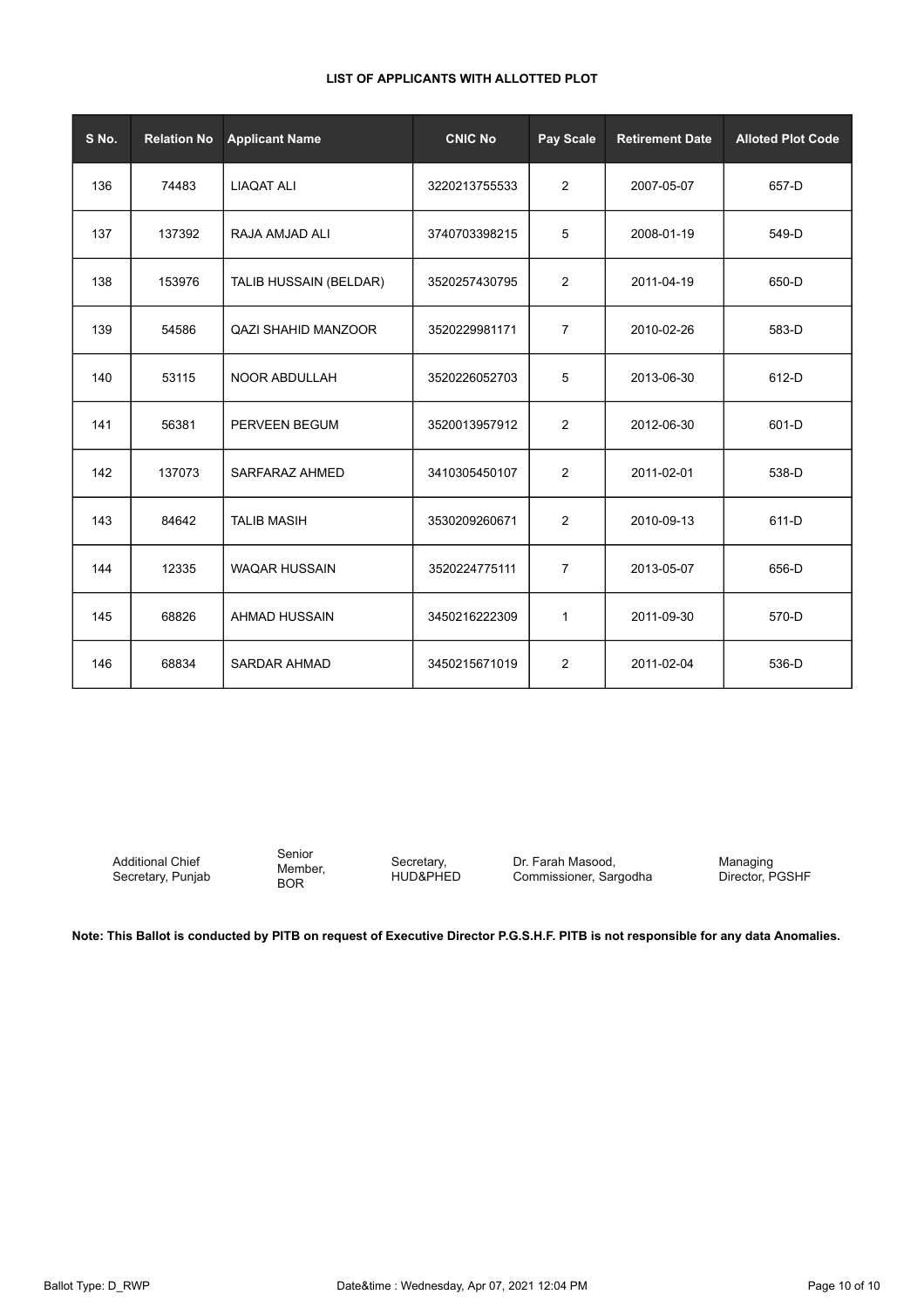**LIST OF APPLICANTS WITH ALLOTTED PLOT**

| S No. | Relation No | Applicant Name | CNIC No | Pay Scale | Retirement Date | Alloted Plot Code |
|---|---|---|---|---|---|---|
| 136 | 74483 | LIAQAT ALI | 3220213755533 | 2 | 2007-05-07 | 657-D |
| 137 | 137392 | RAJA AMJAD ALI | 3740703398215 | 5 | 2008-01-19 | 549-D |
| 138 | 153976 | TALIB HUSSAIN (BELDAR) | 3520257430795 | 2 | 2011-04-19 | 650-D |
| 139 | 54586 | QAZI SHAHID MANZOOR | 3520229981171 | 7 | 2010-02-26 | 583-D |
| 140 | 53115 | NOOR ABDULLAH | 3520226052703 | 5 | 2013-06-30 | 612-D |
| 141 | 56381 | PERVEEN BEGUM | 3520013957912 | 2 | 2012-06-30 | 601-D |
| 142 | 137073 | SARFARAZ AHMED | 3410305450107 | 2 | 2011-02-01 | 538-D |
| 143 | 84642 | TALIB MASIH | 3530209260671 | 2 | 2010-09-13 | 611-D |
| 144 | 12335 | WAQAR HUSSAIN | 3520224775111 | 7 | 2013-05-07 | 656-D |
| 145 | 68826 | AHMAD HUSSAIN | 3450216222309 | 1 | 2011-09-30 | 570-D |
| 146 | 68834 | SARDAR AHMAD | 3450215671019 | 2 | 2011-02-04 | 536-D |

Additional Chief Secretary, Punjab

Senior Member, BOR

Secretary, HUD&PHED

Dr. Farah Masood, Commissioner, Sargodha

Managing Director, PGSHF

**Note: This Ballot is conducted by PITB on request of Executive Director P.G.S.H.F. PITB is not responsible for any data Anomalies.**

Ballot Type: D_RWP

Date&time : Wednesday, Apr 07, 2021 12:04 PM